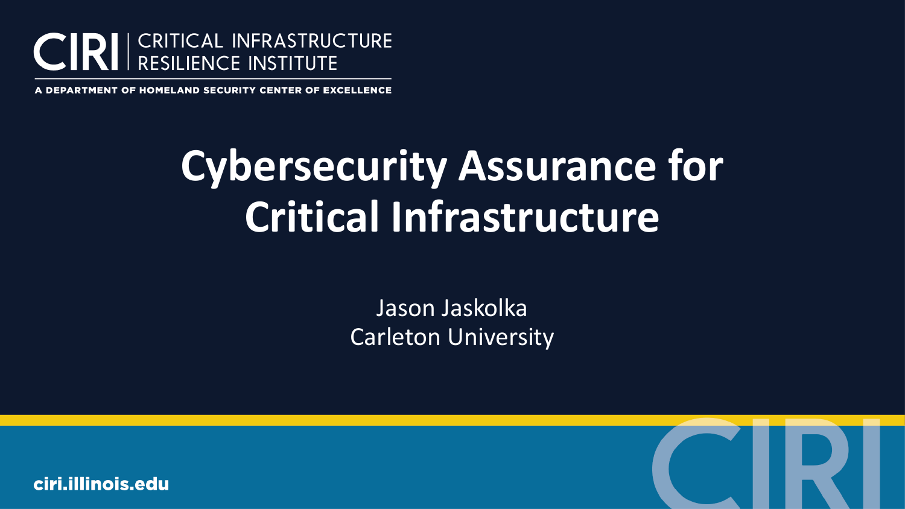CIRI | CRITICAL INFRASTRUCTURE RESILIENCE INSTITUTE

A DEPARTMENT OF HOMELAND SECURITY CENTER OF EXCELLENCE

# Cybersecurity Assurance for Critical Infrastructure

Jason Jaskolka
Carleton University

ciri.illinois.edu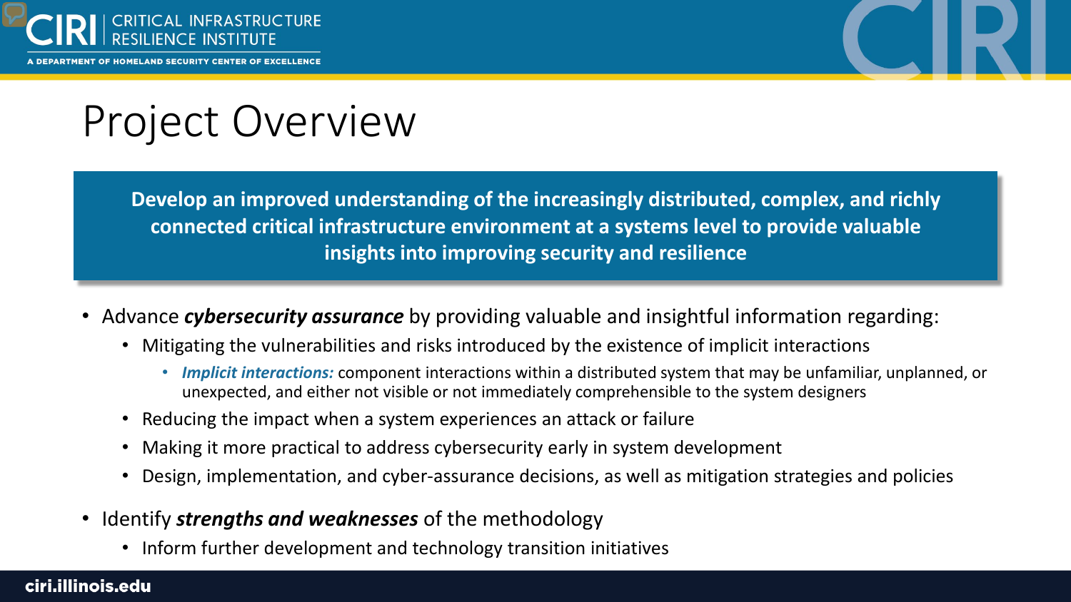# Project Overview

**Develop an improved understanding of the increasingly distributed, complex, and richly connected critical infrastructure environment at a systems level to provide valuable insights into improving security and resilience**

- Advance ***cybersecurity assurance*** by providing valuable and insightful information regarding:
  - Mitigating the vulnerabilities and risks introduced by the existence of implicit interactions
    - ***Implicit interactions:*** component interactions within a distributed system that may be unfamiliar, unplanned, or unexpected, and either not visible or not immediately comprehensible to the system designers
  - Reducing the impact when a system experiences an attack or failure
  - Making it more practical to address cybersecurity early in system development
  - Design, implementation, and cyber-assurance decisions, as well as mitigation strategies and policies
- Identify ***strengths and weaknesses*** of the methodology
  - Inform further development and technology transition initiatives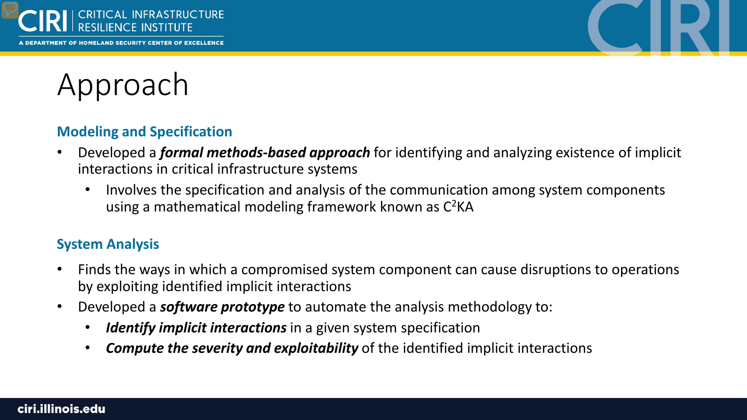# Approach

## Modeling and Specification

- Developed a ***formal methods-based approach*** for identifying and analyzing existence of implicit interactions in critical infrastructure systems
  - Involves the specification and analysis of the communication among system components using a mathematical modeling framework known as $C^2KA$

## System Analysis

- Finds the ways in which a compromised system component can cause disruptions to operations by exploiting identified implicit interactions
- Developed a ***software prototype*** to automate the analysis methodology to:
  - ***Identify implicit interactions*** in a given system specification
  - ***Compute the severity and exploitability*** of the identified implicit interactions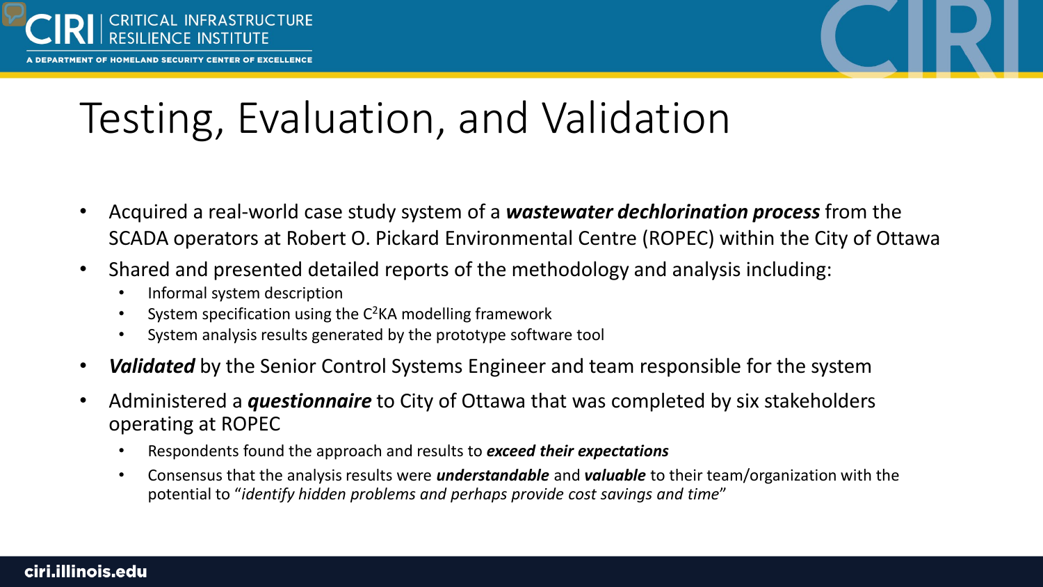# Testing, Evaluation, and Validation

- Acquired a real-world case study system of a ***wastewater dechlorination process*** from the SCADA operators at Robert O. Pickard Environmental Centre (ROPEC) within the City of Ottawa
- Shared and presented detailed reports of the methodology and analysis including:
  - Informal system description
  - System specification using the $C^2KA$ modelling framework
  - System analysis results generated by the prototype software tool
- ***Validated*** by the Senior Control Systems Engineer and team responsible for the system
- Administered a ***questionnaire*** to City of Ottawa that was completed by six stakeholders operating at ROPEC
  - Respondents found the approach and results to ***exceed their expectations***
  - Consensus that the analysis results were ***understandable*** and ***valuable*** to their team/organization with the potential to "*identify hidden problems and perhaps provide cost savings and time*"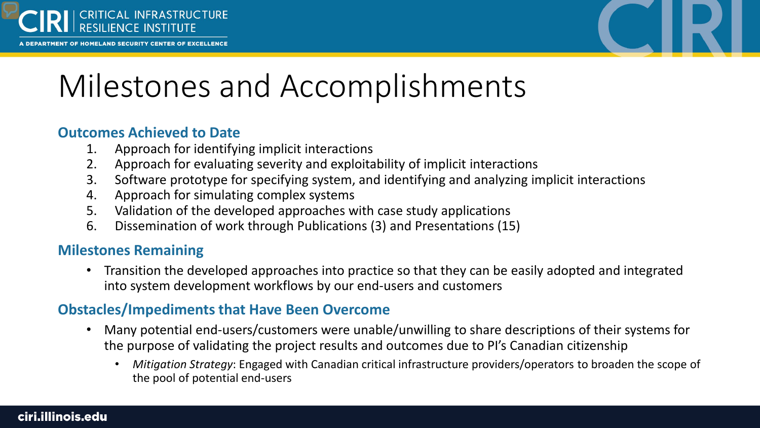# Milestones and Accomplishments

### Outcomes Achieved to Date

1. Approach for identifying implicit interactions
2. Approach for evaluating severity and exploitability of implicit interactions
3. Software prototype for specifying system, and identifying and analyzing implicit interactions
4. Approach for simulating complex systems
5. Validation of the developed approaches with case study applications
6. Dissemination of work through Publications (3) and Presentations (15)

### Milestones Remaining

- Transition the developed approaches into practice so that they can be easily adopted and integrated into system development workflows by our end-users and customers

### Obstacles/Impediments that Have Been Overcome

- Many potential end-users/customers were unable/unwilling to share descriptions of their systems for the purpose of validating the project results and outcomes due to PI's Canadian citizenship
  - *Mitigation Strategy*: Engaged with Canadian critical infrastructure providers/operators to broaden the scope of the pool of potential end-users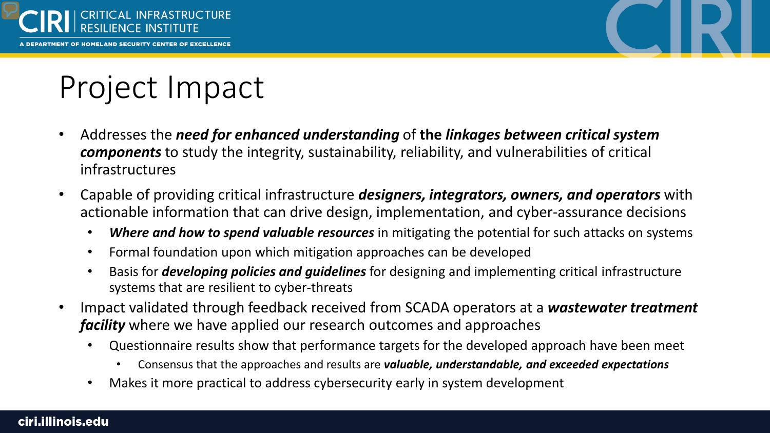# Project Impact

- Addresses the ***need for enhanced understanding*** of **the *linkages between critical system components*** to study the integrity, sustainability, reliability, and vulnerabilities of critical infrastructures
- Capable of providing critical infrastructure ***designers, integrators, owners, and operators*** with actionable information that can drive design, implementation, and cyber-assurance decisions
  - ***Where and how to spend valuable resources*** in mitigating the potential for such attacks on systems
  - Formal foundation upon which mitigation approaches can be developed
  - Basis for ***developing policies and guidelines*** for designing and implementing critical infrastructure systems that are resilient to cyber-threats
- Impact validated through feedback received from SCADA operators at a ***wastewater treatment facility*** where we have applied our research outcomes and approaches
  - Questionnaire results show that performance targets for the developed approach have been meet
    - Consensus that the approaches and results are ***valuable, understandable, and exceeded expectations***
  - Makes it more practical to address cybersecurity early in system development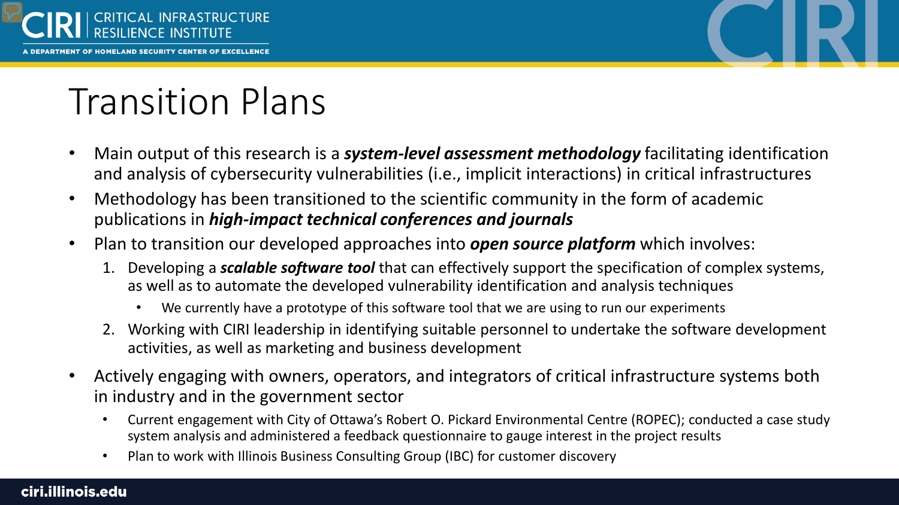# Transition Plans

- Main output of this research is a ***system-level assessment methodology*** facilitating identification and analysis of cybersecurity vulnerabilities (i.e., implicit interactions) in critical infrastructures
- Methodology has been transitioned to the scientific community in the form of academic publications in ***high-impact technical conferences and journals***
- Plan to transition our developed approaches into ***open source platform*** which involves:
  1. Developing a ***scalable software tool*** that can effectively support the specification of complex systems, as well as to automate the developed vulnerability identification and analysis techniques
     - We currently have a prototype of this software tool that we are using to run our experiments
  2. Working with CIRI leadership in identifying suitable personnel to undertake the software development activities, as well as marketing and business development
- Actively engaging with owners, operators, and integrators of critical infrastructure systems both in industry and in the government sector
  - Current engagement with City of Ottawa's Robert O. Pickard Environmental Centre (ROPEC); conducted a case study system analysis and administered a feedback questionnaire to gauge interest in the project results
  - Plan to work with Illinois Business Consulting Group (IBC) for customer discovery